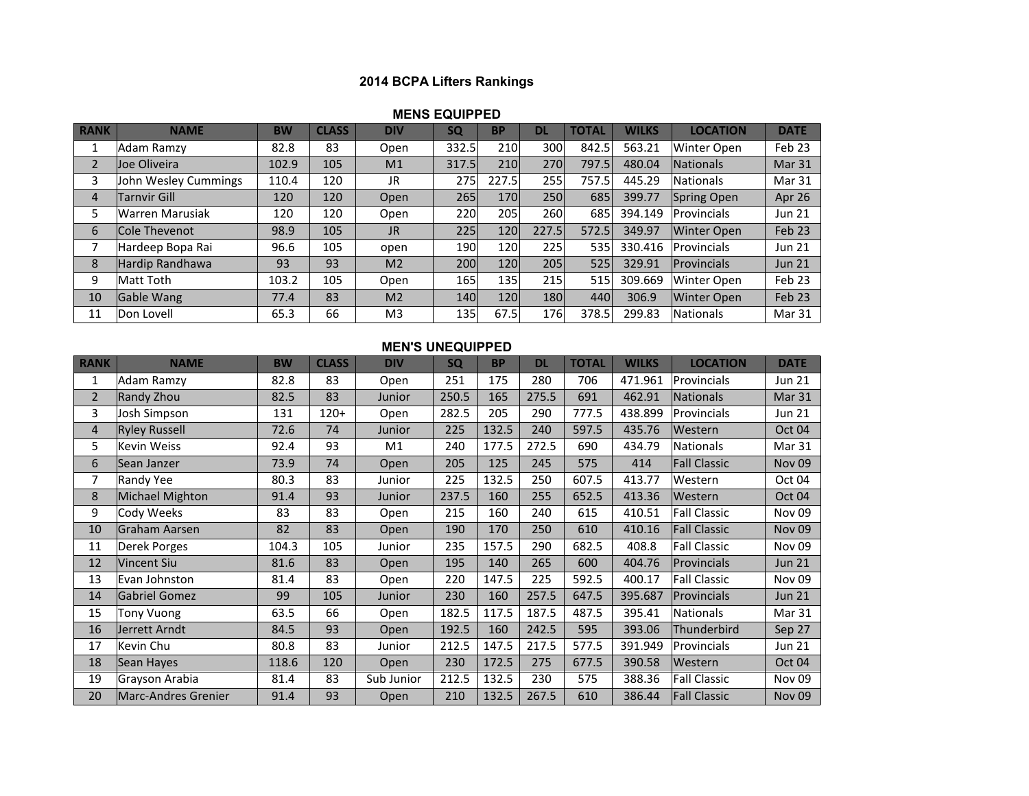# 2014 BCPA Lifters Rankings

## MENS EQUIPPED

| RANK | NAME | BW | CLASS | DIV | SQ | BP | DL | TOTAL | WILKS | LOCATION | DATE |
|---|---|---|---|---|---|---|---|---|---|---|---|
| 1 | Adam Ramzy | 82.8 | 83 | Open | 332.5 | 210 | 300 | 842.5 | 563.21 | Winter Open | Feb 23 |
| 2 | Joe Oliveira | 102.9 | 105 | M1 | 317.5 | 210 | 270 | 797.5 | 480.04 | Nationals | Mar 31 |
| 3 | John Wesley Cummings | 110.4 | 120 | JR | 275 | 227.5 | 255 | 757.5 | 445.29 | Nationals | Mar 31 |
| 4 | Tarnvir Gill | 120 | 120 | Open | 265 | 170 | 250 | 685 | 399.77 | Spring Open | Apr 26 |
| 5 | Warren Marusiak | 120 | 120 | Open | 220 | 205 | 260 | 685 | 394.149 | Provincials | Jun 21 |
| 6 | Cole Thevenot | 98.9 | 105 | JR | 225 | 120 | 227.5 | 572.5 | 349.97 | Winter Open | Feb 23 |
| 7 | Hardeep Bopa Rai | 96.6 | 105 | open | 190 | 120 | 225 | 535 | 330.416 | Provincials | Jun 21 |
| 8 | Hardip Randhawa | 93 | 93 | M2 | 200 | 120 | 205 | 525 | 329.91 | Provincials | Jun 21 |
| 9 | Matt Toth | 103.2 | 105 | Open | 165 | 135 | 215 | 515 | 309.669 | Winter Open | Feb 23 |
| 10 | Gable Wang | 77.4 | 83 | M2 | 140 | 120 | 180 | 440 | 306.9 | Winter Open | Feb 23 |
| 11 | Don Lovell | 65.3 | 66 | M3 | 135 | 67.5 | 176 | 378.5 | 299.83 | Nationals | Mar 31 |

## MEN'S UNEQUIPPED

| RANK | NAME | BW | CLASS | DIV | SQ | BP | DL | TOTAL | WILKS | LOCATION | DATE |
|---|---|---|---|---|---|---|---|---|---|---|---|
| 1 | Adam Ramzy | 82.8 | 83 | Open | 251 | 175 | 280 | 706 | 471.961 | Provincials | Jun 21 |
| 2 | Randy Zhou | 82.5 | 83 | Junior | 250.5 | 165 | 275.5 | 691 | 462.91 | Nationals | Mar 31 |
| 3 | Josh Simpson | 131 | 120+ | Open | 282.5 | 205 | 290 | 777.5 | 438.899 | Provincials | Jun 21 |
| 4 | Ryley Russell | 72.6 | 74 | Junior | 225 | 132.5 | 240 | 597.5 | 435.76 | Western | Oct 04 |
| 5 | Kevin Weiss | 92.4 | 93 | M1 | 240 | 177.5 | 272.5 | 690 | 434.79 | Nationals | Mar 31 |
| 6 | Sean Janzer | 73.9 | 74 | Open | 205 | 125 | 245 | 575 | 414 | Fall Classic | Nov 09 |
| 7 | Randy Yee | 80.3 | 83 | Junior | 225 | 132.5 | 250 | 607.5 | 413.77 | Western | Oct 04 |
| 8 | Michael Mighton | 91.4 | 93 | Junior | 237.5 | 160 | 255 | 652.5 | 413.36 | Western | Oct 04 |
| 9 | Cody Weeks | 83 | 83 | Open | 215 | 160 | 240 | 615 | 410.51 | Fall Classic | Nov 09 |
| 10 | Graham Aarsen | 82 | 83 | Open | 190 | 170 | 250 | 610 | 410.16 | Fall Classic | Nov 09 |
| 11 | Derek Porges | 104.3 | 105 | Junior | 235 | 157.5 | 290 | 682.5 | 408.8 | Fall Classic | Nov 09 |
| 12 | Vincent Siu | 81.6 | 83 | Open | 195 | 140 | 265 | 600 | 404.76 | Provincials | Jun 21 |
| 13 | Evan Johnston | 81.4 | 83 | Open | 220 | 147.5 | 225 | 592.5 | 400.17 | Fall Classic | Nov 09 |
| 14 | Gabriel Gomez | 99 | 105 | Junior | 230 | 160 | 257.5 | 647.5 | 395.687 | Provincials | Jun 21 |
| 15 | Tony Vuong | 63.5 | 66 | Open | 182.5 | 117.5 | 187.5 | 487.5 | 395.41 | Nationals | Mar 31 |
| 16 | Jerrett Arndt | 84.5 | 93 | Open | 192.5 | 160 | 242.5 | 595 | 393.06 | Thunderbird | Sep 27 |
| 17 | Kevin Chu | 80.8 | 83 | Junior | 212.5 | 147.5 | 217.5 | 577.5 | 391.949 | Provincials | Jun 21 |
| 18 | Sean Hayes | 118.6 | 120 | Open | 230 | 172.5 | 275 | 677.5 | 390.58 | Western | Oct 04 |
| 19 | Grayson Arabia | 81.4 | 83 | Sub Junior | 212.5 | 132.5 | 230 | 575 | 388.36 | Fall Classic | Nov 09 |
| 20 | Marc-Andres Grenier | 91.4 | 93 | Open | 210 | 132.5 | 267.5 | 610 | 386.44 | Fall Classic | Nov 09 |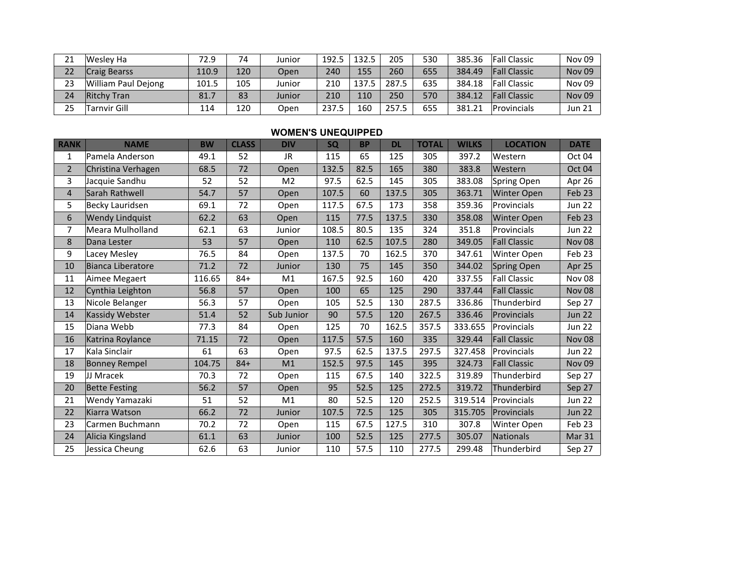| | | | | | | | | | | | |
|---|---|---|---|---|---|---|---|---|---|---|---|
| 21 | Wesley Ha | 72.9 | 74 | Junior | 192.5 | 132.5 | 205 | 530 | 385.36 | Fall Classic | Nov 09 |
| 22 | Craig Bearss | 110.9 | 120 | Open | 240 | 155 | 260 | 655 | 384.49 | Fall Classic | Nov 09 |
| 23 | William Paul Dejong | 101.5 | 105 | Junior | 210 | 137.5 | 287.5 | 635 | 384.18 | Fall Classic | Nov 09 |
| 24 | Ritchy Tran | 81.7 | 83 | Junior | 210 | 110 | 250 | 570 | 384.12 | Fall Classic | Nov 09 |
| 25 | Tarnvir Gill | 114 | 120 | Open | 237.5 | 160 | 257.5 | 655 | 381.21 | Provincials | Jun 21 |

## WOMEN'S UNEQUIPPED

| RANK | NAME | BW | CLASS | DIV | SQ | BP | DL | TOTAL | WILKS | LOCATION | DATE |
|---|---|---|---|---|---|---|---|---|---|---|---|
| 1 | Pamela Anderson | 49.1 | 52 | JR | 115 | 65 | 125 | 305 | 397.2 | Western | Oct 04 |
| 2 | Christina Verhagen | 68.5 | 72 | Open | 132.5 | 82.5 | 165 | 380 | 383.8 | Western | Oct 04 |
| 3 | Jacquie Sandhu | 52 | 52 | M2 | 97.5 | 62.5 | 145 | 305 | 383.08 | Spring Open | Apr 26 |
| 4 | Sarah Rathwell | 54.7 | 57 | Open | 107.5 | 60 | 137.5 | 305 | 363.71 | Winter Open | Feb 23 |
| 5 | Becky Lauridsen | 69.1 | 72 | Open | 117.5 | 67.5 | 173 | 358 | 359.36 | Provincials | Jun 22 |
| 6 | Wendy Lindquist | 62.2 | 63 | Open | 115 | 77.5 | 137.5 | 330 | 358.08 | Winter Open | Feb 23 |
| 7 | Meara Mulholland | 62.1 | 63 | Junior | 108.5 | 80.5 | 135 | 324 | 351.8 | Provincials | Jun 22 |
| 8 | Dana Lester | 53 | 57 | Open | 110 | 62.5 | 107.5 | 280 | 349.05 | Fall Classic | Nov 08 |
| 9 | Lacey Mesley | 76.5 | 84 | Open | 137.5 | 70 | 162.5 | 370 | 347.61 | Winter Open | Feb 23 |
| 10 | Bianca Liberatore | 71.2 | 72 | Junior | 130 | 75 | 145 | 350 | 344.02 | Spring Open | Apr 25 |
| 11 | Aimee Megaert | 116.65 | 84+ | M1 | 167.5 | 92.5 | 160 | 420 | 337.55 | Fall Classic | Nov 08 |
| 12 | Cynthia Leighton | 56.8 | 57 | Open | 100 | 65 | 125 | 290 | 337.44 | Fall Classic | Nov 08 |
| 13 | Nicole Belanger | 56.3 | 57 | Open | 105 | 52.5 | 130 | 287.5 | 336.86 | Thunderbird | Sep 27 |
| 14 | Kassidy Webster | 51.4 | 52 | Sub Junior | 90 | 57.5 | 120 | 267.5 | 336.46 | Provincials | Jun 22 |
| 15 | Diana Webb | 77.3 | 84 | Open | 125 | 70 | 162.5 | 357.5 | 333.655 | Provincials | Jun 22 |
| 16 | Katrina Roylance | 71.15 | 72 | Open | 117.5 | 57.5 | 160 | 335 | 329.44 | Fall Classic | Nov 08 |
| 17 | Kala Sinclair | 61 | 63 | Open | 97.5 | 62.5 | 137.5 | 297.5 | 327.458 | Provincials | Jun 22 |
| 18 | Bonney Rempel | 104.75 | 84+ | M1 | 152.5 | 97.5 | 145 | 395 | 324.73 | Fall Classic | Nov 09 |
| 19 | JJ Mracek | 70.3 | 72 | Open | 115 | 67.5 | 140 | 322.5 | 319.89 | Thunderbird | Sep 27 |
| 20 | Bette Festing | 56.2 | 57 | Open | 95 | 52.5 | 125 | 272.5 | 319.72 | Thunderbird | Sep 27 |
| 21 | Wendy Yamazaki | 51 | 52 | M1 | 80 | 52.5 | 120 | 252.5 | 319.514 | Provincials | Jun 22 |
| 22 | Kiarra Watson | 66.2 | 72 | Junior | 107.5 | 72.5 | 125 | 305 | 315.705 | Provincials | Jun 22 |
| 23 | Carmen Buchmann | 70.2 | 72 | Open | 115 | 67.5 | 127.5 | 310 | 307.8 | Winter Open | Feb 23 |
| 24 | Alicia Kingsland | 61.1 | 63 | Junior | 100 | 52.5 | 125 | 277.5 | 305.07 | Nationals | Mar 31 |
| 25 | Jessica Cheung | 62.6 | 63 | Junior | 110 | 57.5 | 110 | 277.5 | 299.48 | Thunderbird | Sep 27 |